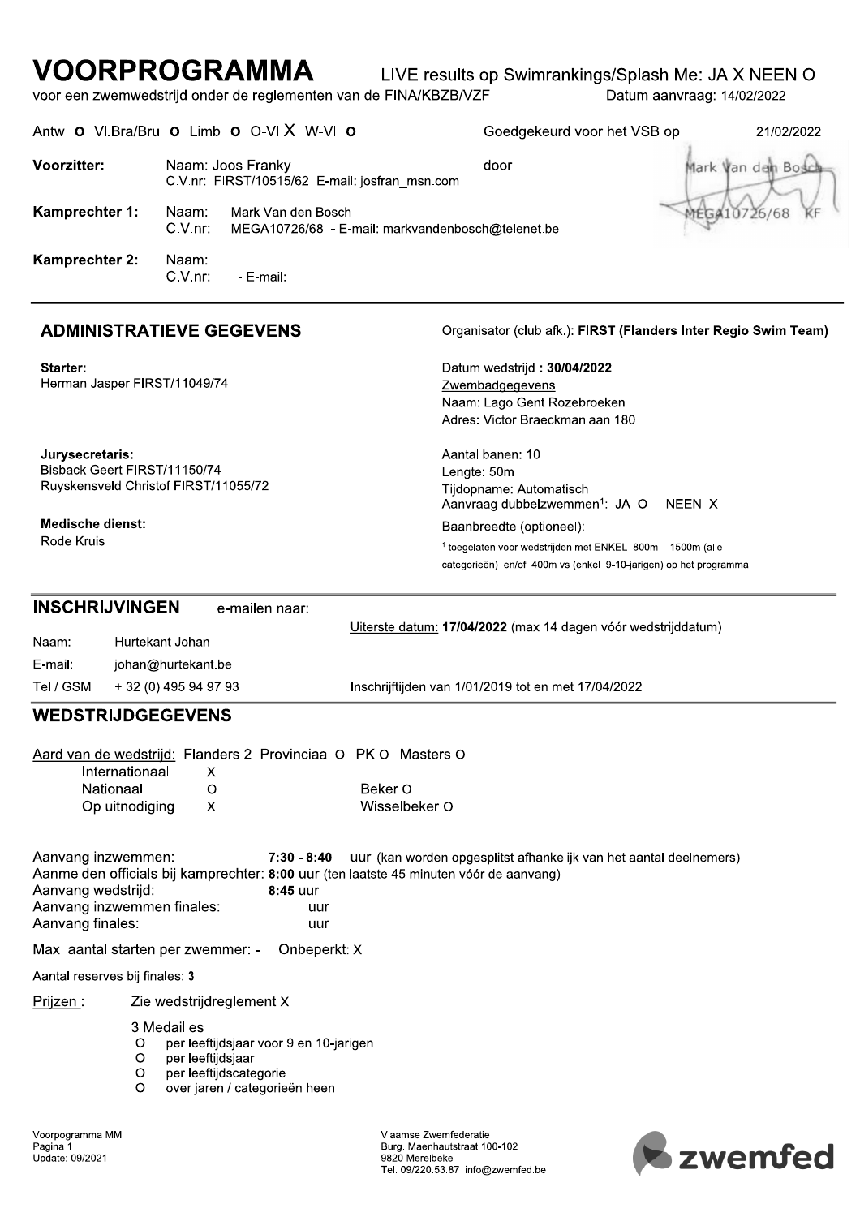# VOORPROGRAMMA

LIVE results op Swimrankings/Splash Me: JA X NEEN O

voor een zwemwedstrijd onder de reglementen van de FINA/KBZB/VZF

Datum aanvraag: 14/02/2022

Antw **O** Vl.Bra/Bru **O** Limb **O** O-Vl X W-Vl **O**

Goedgekeurd voor het VSB op 21/02/2022 door Mark Van den Bosch MEGA10726/68 KF

**Voorzitter:** Naam: Joos Franky
C.V.nr: FIRST/10515/62 E-mail: josfran_msn.com

**Kamprechter 1:** Naam: Mark Van den Bosch
C.V.nr: MEGA10726/68 - E-mail: markvandenbosch@telenet.be

**Kamprechter 2:** Naam:
C.V.nr: - E-mail:

## ADMINISTRATIEVE GEGEVENS

Organisator (club afk.): **FIRST (Flanders Inter Regio Swim Team)**

**Starter:**
Herman Jasper FIRST/11049/74

**Jurysecretaris:**
Bisback Geert FIRST/11150/74
Ruyskensveld Christof FIRST/11055/72

**Medische dienst:**
Rode Kruis

Datum wedstrijd : **30/04/2022**

Zwembadgegevens
Naam: Lago Gent Rozebroeken
Adres: Victor Braeckmanlaan 180

Aantal banen: 10
Lengte: 50m
Tijdopname: Automatisch
Aanvraag dubbelzwemmen[1]: JA O NEEN X
Baanbreedte (optioneel):

[1] toegelaten voor wedstrijden met ENKEL 800m – 1500m (alle categorieën) en/of 400m vs (enkel 9-10-jarigen) op het programma.

## INSCHRIJVINGEN

e-mailen naar:

Uiterste datum: **17/04/2022** (max 14 dagen vóór wedstrijddatum)

Naam: Hurtekant Johan
E-mail: johan@hurtekant.be
Tel / GSM + 32 (0) 495 94 97 93

Inschrijftijden van 1/01/2019 tot en met 17/04/2022

## WEDSTRIJDGEGEVENS

Aard van de wedstrijd: Flanders 2 Provinciaal O PK O Masters O

Internationaal X
Nationaal O
Op uitnodiging X

Beker O
Wisselbeker O

Aanvang inzwemmen: **7:30 - 8:40** uur (kan worden opgesplitst afhankelijk van het aantal deelnemers)
Aanmelden officials bij kamprechter: **8:00** uur (ten laatste 45 minuten vóór de aanvang)
Aanvang wedstrijd: **8:45** uur
Aanvang inzwemmen finales: uur
Aanvang finales: uur

Max. aantal starten per zwemmer: - Onbeperkt: X

Aantal reserves bij finales: **3**

Prijzen : Zie wedstrijdreglement X

3 Medailles
- O per leeftijdsjaar voor 9 en 10-jarigen
- O per leeftijdsjaar
- O per leeftijdscategorie
- O over jaren / categorieën heen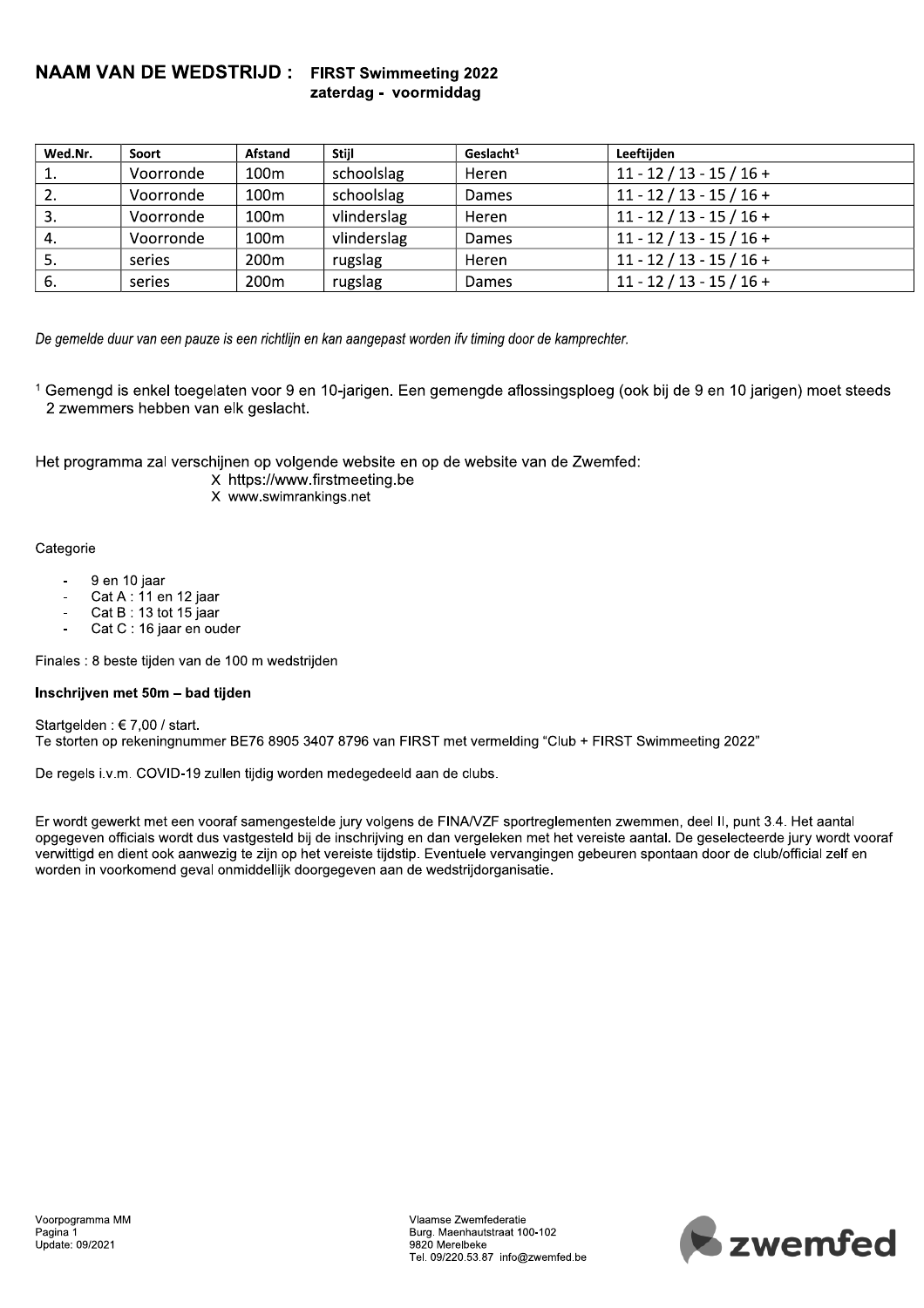## NAAM VAN DE WEDSTRIJD : FIRST Swimmeeting 2022
### zaterdag - voormiddag

| Wed.Nr. | Soort | Afstand | Stijl | Geslacht[1] | Leeftijden |
|---|---|---|---|---|---|
| 1. | Voorronde | 100m | schoolslag | Heren | 11 - 12 / 13 - 15 / 16 + |
| 2. | Voorronde | 100m | schoolslag | Dames | 11 - 12 / 13 - 15 / 16 + |
| 3. | Voorronde | 100m | vlinderslag | Heren | 11 - 12 / 13 - 15 / 16 + |
| 4. | Voorronde | 100m | vlinderslag | Dames | 11 - 12 / 13 - 15 / 16 + |
| 5. | series | 200m | rugslag | Heren | 11 - 12 / 13 - 15 / 16 + |
| 6. | series | 200m | rugslag | Dames | 11 - 12 / 13 - 15 / 16 + |

*De gemelde duur van een pauze is een richtlijn en kan aangepast worden ifv timing door de kamprechter.*

[1] Gemengd is enkel toegelaten voor 9 en 10-jarigen. Een gemengde aflossingsploeg (ook bij de 9 en 10 jarigen) moet steeds 2 zwemmers hebben van elk geslacht.

Het programma zal verschijnen op volgende website en op de website van de Zwemfed:

X https://www.firstmeeting.be
X www.swimrankings.net

Categorie

- 9 en 10 jaar
- Cat A : 11 en 12 jaar
- Cat B : 13 tot 15 jaar
- Cat C : 16 jaar en ouder

Finales : 8 beste tijden van de 100 m wedstrijden

**Inschrijven met 50m – bad tijden**

Startgelden : € 7,00 / start.
Te storten op rekeningnummer BE76 8905 3407 8796 van FIRST met vermelding "Club + FIRST Swimmeeting 2022"

De regels i.v.m. COVID-19 zullen tijdig worden medegedeeld aan de clubs.

Er wordt gewerkt met een vooraf samengestelde jury volgens de FINA/VZF sportreglementen zwemmen, deel II, punt 3.4. Het aantal opgegeven officials wordt dus vastgesteld bij de inschrijving en dan vergeleken met het vereiste aantal. De geselecteerde jury wordt vooraf verwittigd en dient ook aanwezig te zijn op het vereiste tijdstip. Eventuele vervangingen gebeuren spontaan door de club/official zelf en worden in voorkomend geval onmiddellijk doorgegeven aan de wedstrijdorganisatie.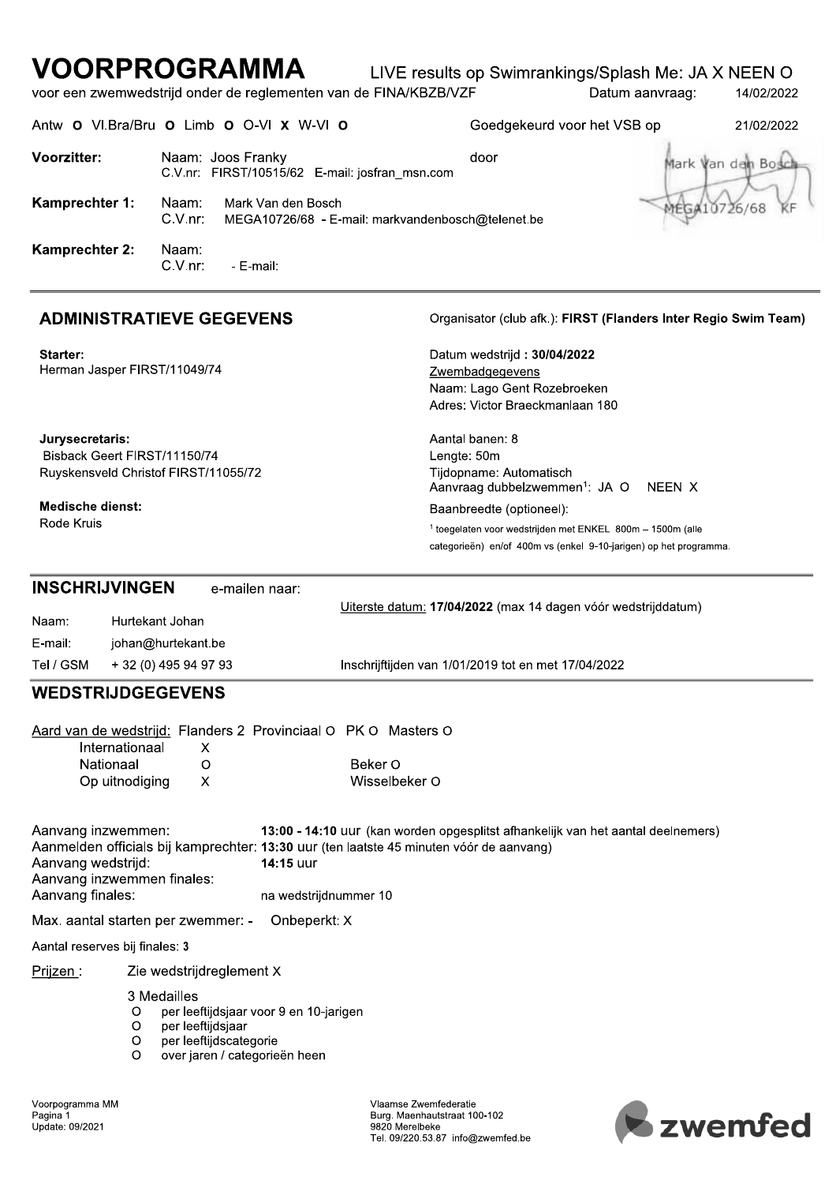# VOORPROGRAMMA

LIVE results op Swimrankings/Splash Me: JA X NEEN O

voor een zwemwedstrijd onder de reglementen van de FINA/KBZB/VZF

Datum aanvraag: 14/02/2022

Antw **O** Vl.Bra/Bru **O** Limb **O** O-Vl **X** W-Vl **O**

Goedgekeurd voor het VSB op 21/02/2022

door

Mark Van den Bosch
MEGA10726/68 KF

**Voorzitter:** Naam: Joos Franky
C.V.nr: FIRST/10515/62 E-mail: josfran_msn.com

**Kamprechter 1:** Naam: Mark Van den Bosch
C.V.nr: MEGA10726/68 - E-mail: markvandenbosch@telenet.be

**Kamprechter 2:** Naam:
C.V.nr: - E-mail:

## ADMINISTRATIEVE GEGEVENS

Organisator (club afk.): **FIRST (Flanders Inter Regio Swim Team)**

**Starter:**
Herman Jasper FIRST/11049/74

Datum wedstrijd **: 30/04/2022**

Zwembadgegevens
Naam: Lago Gent Rozebroeken
Adres: Victor Braeckmanlaan 180

**Jurysecretaris:**
Bisback Geert FIRST/11150/74
Ruyskensveld Christof FIRST/11055/72

Aantal banen: 8
Lengte: 50m
Tijdopname: Automatisch
Aanvraag dubbelzwemmen[1]: JA O NEEN X

**Medische dienst:**
Rode Kruis

Baanbreedte (optioneel):

[1] toegelaten voor wedstrijden met ENKEL 800m – 1500m (alle categorieën) en/of 400m vs (enkel 9-10-jarigen) op het programma.

## INSCHRIJVINGEN e-mailen naar:

Uiterste datum: **17/04/2022** (max 14 dagen vóór wedstrijddatum)

Naam: Hurtekant Johan
E-mail: johan@hurtekant.be
Tel / GSM + 32 (0) 495 94 97 93

Inschrijftijden van 1/01/2019 tot en met 17/04/2022

## WEDSTRIJDGEGEVENS

Aard van de wedstrijd: Flanders 2 Provinciaal O PK O Masters O

Internationaal X
Nationaal O
Op uitnodiging X

Beker O
Wisselbeker O

Aanvang inzwemmen: **13:00 - 14:10** uur (kan worden opgesplitst afhankelijk van het aantal deelnemers)
Aanmelden officials bij kamprechter: **13:30** uur (ten laatste 45 minuten vóór de aanvang)
Aanvang wedstrijd: **14:15** uur
Aanvang inzwemmen finales:
Aanvang finales: na wedstrijdnummer 10

Max. aantal starten per zwemmer: - Onbeperkt: X

Aantal reserves bij finales: 3

Prijzen : Zie wedstrijdreglement X

3 Medailles
- O per leeftijdsjaar voor 9 en 10-jarigen
- O per leeftijdsjaar
- O per leeftijdscategorie
- O over jaren / categorieën heen

Voorprogramma MM
Pagina 1
Update: 09/2021

Vlaamse Zwemfederatie
Burg. Maenhautstraat 100-102
9820 Merelbeke
Tel. 09/220.53.87 info@zwemfed.be

zwemfed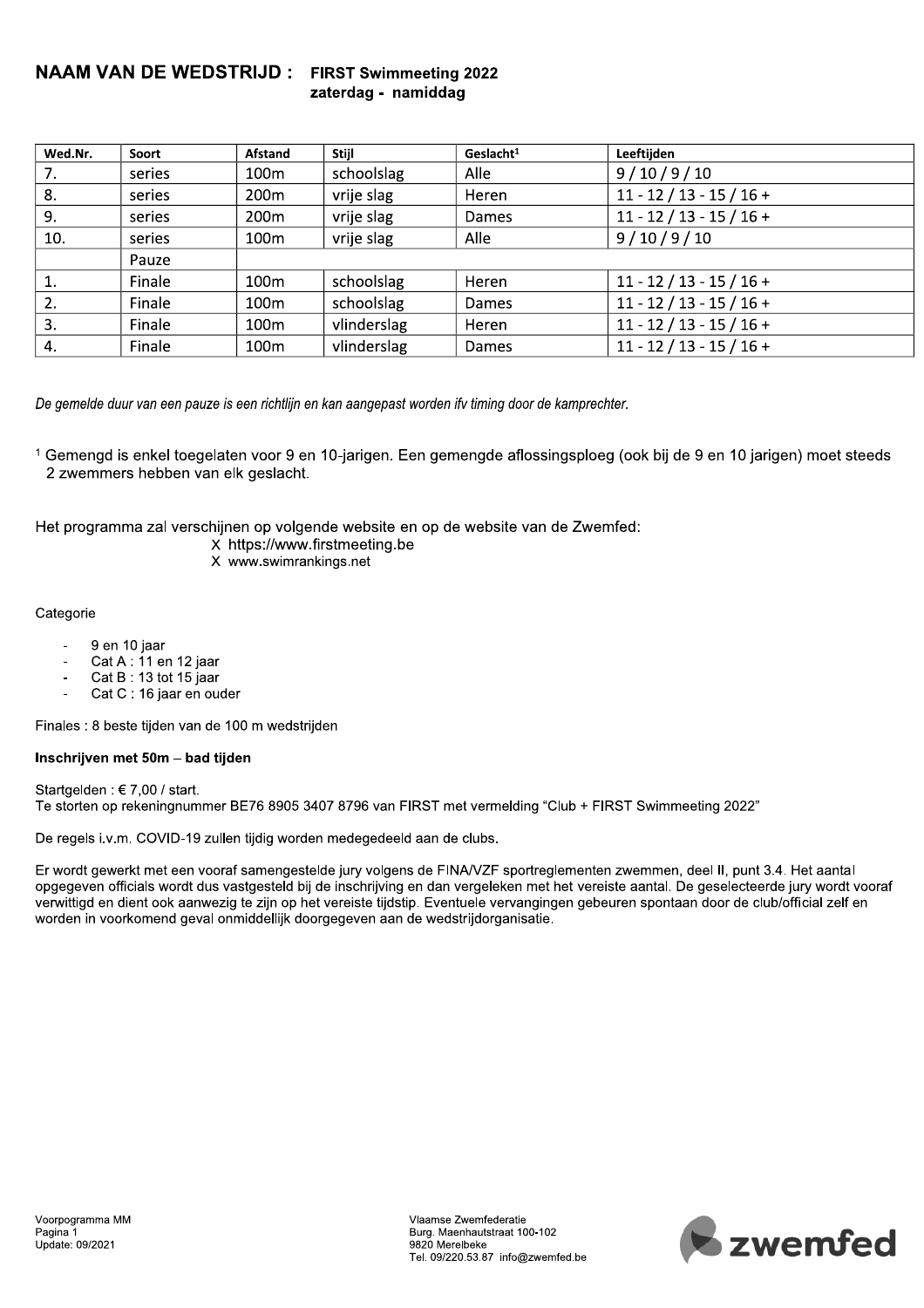# NAAM VAN DE WEDSTRIJD : FIRST Swimmeeting 2022

**zaterdag - namiddag**

| Wed.Nr. | Soort | Afstand | Stijl | Geslacht[1] | Leeftijden |
|---|---|---|---|---|---|
| 7. | series | 100m | schoolslag | Alle | 9 / 10 / 9 / 10 |
| 8. | series | 200m | vrije slag | Heren | 11 - 12 / 13 - 15 / 16 + |
| 9. | series | 200m | vrije slag | Dames | 11 - 12 / 13 - 15 / 16 + |
| 10. | series | 100m | vrije slag | Alle | 9 / 10 / 9 / 10 |
| | Pauze | | | | |
| 1. | Finale | 100m | schoolslag | Heren | 11 - 12 / 13 - 15 / 16 + |
| 2. | Finale | 100m | schoolslag | Dames | 11 - 12 / 13 - 15 / 16 + |
| 3. | Finale | 100m | vlinderslag | Heren | 11 - 12 / 13 - 15 / 16 + |
| 4. | Finale | 100m | vlinderslag | Dames | 11 - 12 / 13 - 15 / 16 + |

*De gemelde duur van een pauze is een richtlijn en kan aangepast worden ifv timing door de kamprechter.*

[1] Gemengd is enkel toegelaten voor 9 en 10-jarigen. Een gemengde aflossingsploeg (ook bij de 9 en 10 jarigen) moet steeds 2 zwemmers hebben van elk geslacht.

Het programma zal verschijnen op volgende website en op de website van de Zwemfed:

X https://www.firstmeeting.be
X www.swimrankings.net

Categorie

- 9 en 10 jaar
- Cat A : 11 en 12 jaar
- Cat B : 13 tot 15 jaar
- Cat C : 16 jaar en ouder

Finales : 8 beste tijden van de 100 m wedstrijden

**Inschrijven met 50m – bad tijden**

Startgelden : € 7,00 / start.
Te storten op rekeningnummer BE76 8905 3407 8796 van FIRST met vermelding "Club + FIRST Swimmeeting 2022"

De regels i.v.m. COVID-19 zullen tijdig worden medegedeeld aan de clubs.

Er wordt gewerkt met een vooraf samengestelde jury volgens de FINA/VZF sportreglementen zwemmen, deel II, punt 3.4. Het aantal opgegeven officials wordt dus vastgesteld bij de inschrijving en dan vergeleken met het vereiste aantal. De geselecteerde jury wordt vooraf verwittigd en dient ook aanwezig te zijn op het vereiste tijdstip. Eventuele vervangingen gebeuren spontaan door de club/official zelf en worden in voorkomend geval onmiddellijk doorgegeven aan de wedstrijdorganisatie.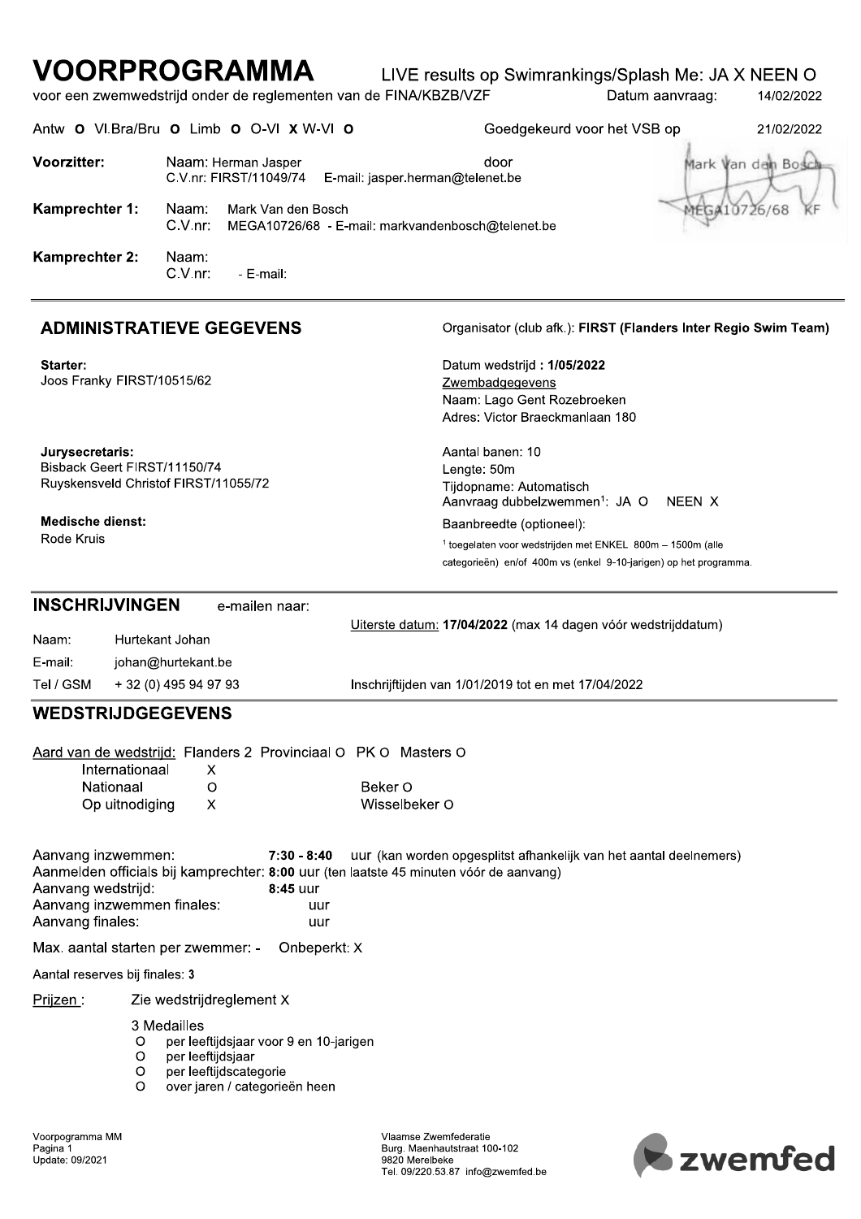# VOORPROGRAMMA

LIVE results op Swimrankings/Splash Me: JA X NEEN O

voor een zwemwedstrijd onder de reglementen van de FINA/KBZB/VZF

Datum aanvraag: 14/02/2022

Antw **O** Vl.Bra/Bru **O** Limb **O** O-Vl **X** W-Vl **O**

Goedgekeurd voor het VSB op 21/02/2022 door

Mark Van den Bosch MEGA10726/68 KF

**Voorzitter:** Naam: Herman Jasper
C.V.nr: FIRST/11049/74 E-mail: jasper.herman@telenet.be

**Kamprechter 1:** Naam: Mark Van den Bosch
C.V.nr: MEGA10726/68 - E-mail: markvandenbosch@telenet.be

**Kamprechter 2:** Naam:
C.V.nr: - E-mail:

## ADMINISTRATIEVE GEGEVENS

Organisator (club afk.): **FIRST (Flanders Inter Regio Swim Team)**

**Starter:**
Joos Franky FIRST/10515/62

**Jurysecretaris:**
Bisback Geert FIRST/11150/74
Ruyskensveld Christof FIRST/11055/72

**Medische dienst:**
Rode Kruis

Datum wedstrijd **: 1/05/2022**

Zwembadgegevens
Naam: Lago Gent Rozebroeken
Adres: Victor Braeckmanlaan 180

Aantal banen: 10
Lengte: 50m
Tijdopname: Automatisch
Aanvraag dubbelzwemmen[1]: JA O NEEN X
Baanbreedte (optioneel):

[1] toegelaten voor wedstrijden met ENKEL 800m – 1500m (alle categorieën) en/of 400m vs (enkel 9-10-jarigen) op het programma.

## INSCHRIJVINGEN e-mailen naar:

Naam: Hurtekant Johan
E-mail: johan@hurtekant.be
Tel / GSM + 32 (0) 495 94 97 93

Uiterste datum: **17/04/2022** (max 14 dagen vóór wedstrijddatum)

Inschrijftijden van 1/01/2019 tot en met 17/04/2022

## WEDSTRIJDGEGEVENS

Aard van de wedstrijd: Flanders 2 Provinciaal O PK O Masters O
Internationaal X
Nationaal O Beker O
Op uitnodiging X Wisselbeker O

Aanvang inzwemmen: **7:30 - 8:40** uur (kan worden opgesplitst afhankelijk van het aantal deelnemers)
Aanmelden officials bij kamprechter: **8:00** uur (ten laatste 45 minuten vóór de aanvang)
Aanvang wedstrijd: **8:45** uur
Aanvang inzwemmen finales: uur
Aanvang finales: uur

Max. aantal starten per zwemmer: - Onbeperkt: X

Aantal reserves bij finales: **3**

Prijzen : Zie wedstrijdreglement X

3 Medailles
- O per leeftijdsjaar voor 9 en 10-jarigen
- O per leeftijdsjaar
- O per leeftijdscategorie
- O over jaren / categorieën heen

Voorprogramma MM
Pagina 1
Update: 09/2021

Vlaamse Zwemfederatie
Burg. Maenhautstraat 100-102
9820 Merelbeke
Tel. 09/220.53.87 info@zwemfed.be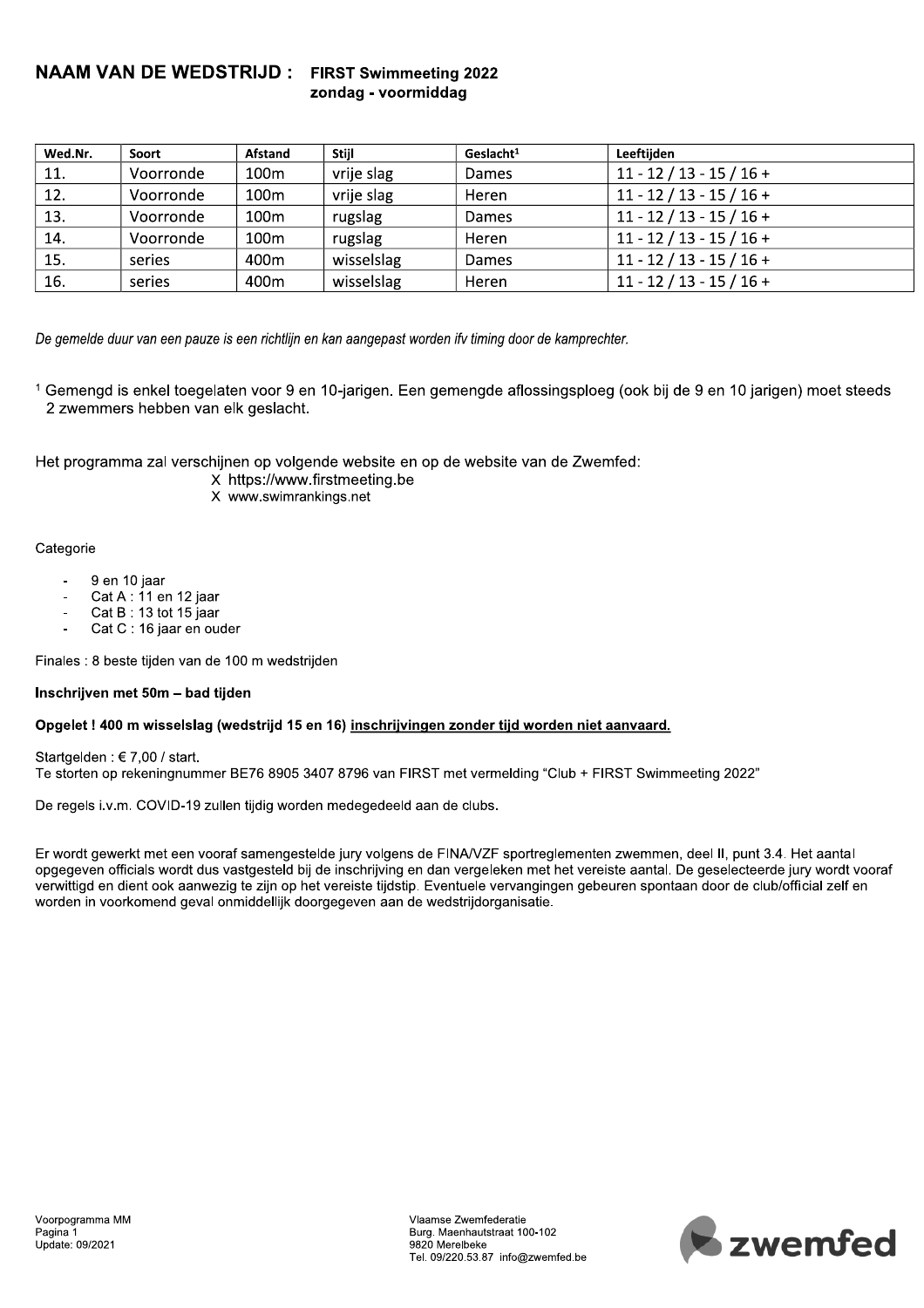## NAAM VAN DE WEDSTRIJD : FIRST Swimmeeting 2022
### zondag - voormiddag

| Wed.Nr. | Soort | Afstand | Stijl | Geslacht[1] | Leeftijden |
|---|---|---|---|---|---|
| 11. | Voorronde | 100m | vrije slag | Dames | 11 - 12 / 13 - 15 / 16 + |
| 12. | Voorronde | 100m | vrije slag | Heren | 11 - 12 / 13 - 15 / 16 + |
| 13. | Voorronde | 100m | rugslag | Dames | 11 - 12 / 13 - 15 / 16 + |
| 14. | Voorronde | 100m | rugslag | Heren | 11 - 12 / 13 - 15 / 16 + |
| 15. | series | 400m | wisselslag | Dames | 11 - 12 / 13 - 15 / 16 + |
| 16. | series | 400m | wisselslag | Heren | 11 - 12 / 13 - 15 / 16 + |

*De gemelde duur van een pauze is een richtlijn en kan aangepast worden ifv timing door de kamprechter.*

[1] Gemengd is enkel toegelaten voor 9 en 10-jarigen. Een gemengde aflossingsploeg (ook bij de 9 en 10 jarigen) moet steeds 2 zwemmers hebben van elk geslacht.

Het programma zal verschijnen op volgende website en op de website van de Zwemfed:

X https://www.firstmeeting.be
X www.swimrankings.net

Categorie

- 9 en 10 jaar
- Cat A : 11 en 12 jaar
- Cat B : 13 tot 15 jaar
- Cat C : 16 jaar en ouder

Finales : 8 beste tijden van de 100 m wedstrijden

**Inschrijven met 50m – bad tijden**

**Opgelet ! 400 m wisselslag (wedstrijd 15 en 16) <u>inschrijvingen zonder tijd worden niet aanvaard.</u>**

Startgelden : € 7,00 / start.
Te storten op rekeningnummer BE76 8905 3407 8796 van FIRST met vermelding "Club + FIRST Swimmeeting 2022"

De regels i.v.m. COVID-19 zullen tijdig worden medegedeeld aan de clubs.

Er wordt gewerkt met een vooraf samengestelde jury volgens de FINA/VZF sportreglementen zwemmen, deel II, punt 3.4. Het aantal opgegeven officials wordt dus vastgesteld bij de inschrijving en dan vergeleken met het vereiste aantal. De geselecteerde jury wordt vooraf verwittigd en dient ook aanwezig te zijn op het vereiste tijdstip. Eventuele vervangingen gebeuren spontaan door de club/official zelf en worden in voorkomend geval onmiddellijk doorgegeven aan de wedstrijdorganisatie.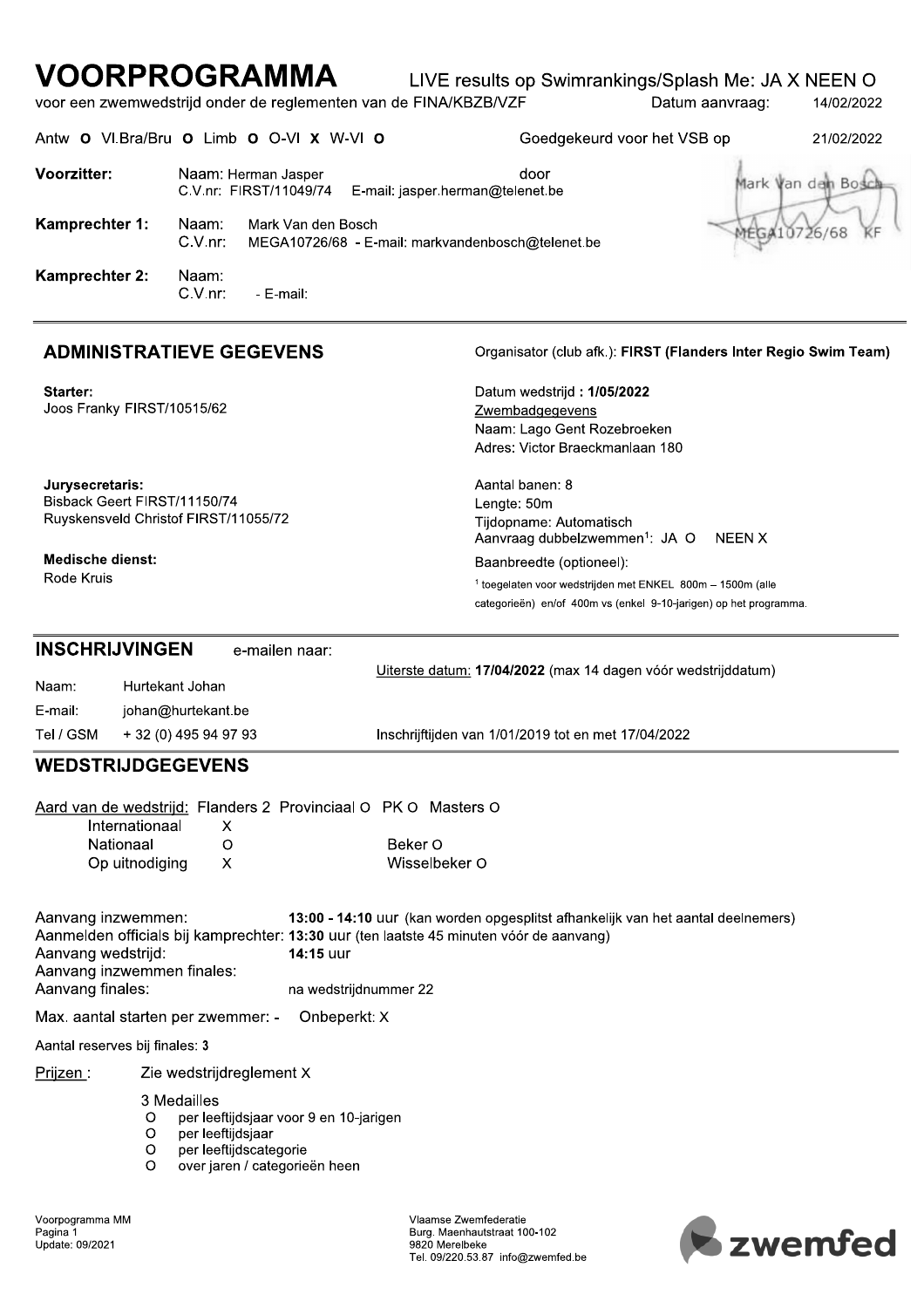# VOORPROGRAMMA

LIVE results op Swimrankings/Splash Me: JA X NEEN O

voor een zwemwedstrijd onder de reglementen van de FINA/KBZB/VZF — Datum aanvraag: 14/02/2022

Antw **O** Vl.Bra/Bru **O** Limb **O** O-Vl **X** W-Vl **O** — Goedgekeurd voor het VSB op 21/02/2022 door

| | | |
|---|---|---|
| **Voorzitter:** | Naam: Herman Jasper<br>C.V.nr: FIRST/11049/74 E-mail: jasper.herman@telenet.be | |
| **Kamprechter 1:** | Naam: Mark Van den Bosch<br>C.V.nr: MEGA10726/68 - E-mail: markvandenbosch@telenet.be | |
| **Kamprechter 2:** | Naam:<br>C.V.nr: - E-mail: | |

Mark Van den Bosch MEGA10726/68 KF

## ADMINISTRATIEVE GEGEVENS

Organisator (club afk.): **FIRST (Flanders Inter Regio Swim Team)**

**Starter:**
Joos Franky FIRST/10515/62

**Jurysecretaris:**
Bisback Geert FIRST/11150/74
Ruyskensveld Christof FIRST/11055/72

**Medische dienst:**
Rode Kruis

Datum wedstrijd **: 1/05/2022**

Zwembadgegevens
Naam: Lago Gent Rozebroeken
Adres: Victor Braeckmanlaan 180

Aantal banen: 8
Lengte: 50m
Tijdopname: Automatisch
Aanvraag dubbelzwemmen[1]: JA O NEEN X
Baanbreedte (optioneel):

[1] toegelaten voor wedstrijden met ENKEL 800m – 1500m (alle categorieën) en/of 400m vs (enkel 9-10-jarigen) op het programma.

## INSCHRIJVINGEN e-mailen naar:

Uiterste datum: **17/04/2022** (max 14 dagen vóór wedstrijddatum)

| | |
|---|---|
| Naam: | Hurtekant Johan |
| E-mail: | johan@hurtekant.be |
| Tel / GSM | + 32 (0) 495 94 97 93 |

Inschrijftijden van 1/01/2019 tot en met 17/04/2022

## WEDSTRIJDGEGEVENS

Aard van de wedstrijd: Flanders 2 Provinciaal O PK O Masters O

| | | |
|---|---|---|
| Internationaal | X | |
| Nationaal | O | Beker O |
| Op uitnodiging | X | Wisselbeker O |

Aanvang inzwemmen: **13:00 - 14:10** uur (kan worden opgesplitst afhankelijk van het aantal deelnemers)
Aanmelden officials bij kamprechter: **13:30** uur (ten laatste 45 minuten vóór de aanvang)
Aanvang wedstrijd: **14:15** uur
Aanvang inzwemmen finales:
Aanvang finales: na wedstrijdnummer 22

Max. aantal starten per zwemmer: - Onbeperkt: X

Aantal reserves bij finales: 3

Prijzen : Zie wedstrijdreglement X

3 Medailles
- O per leeftijdsjaar voor 9 en 10-jarigen
- O per leeftijdsjaar
- O per leeftijdscategorie
- O over jaren / categorieën heen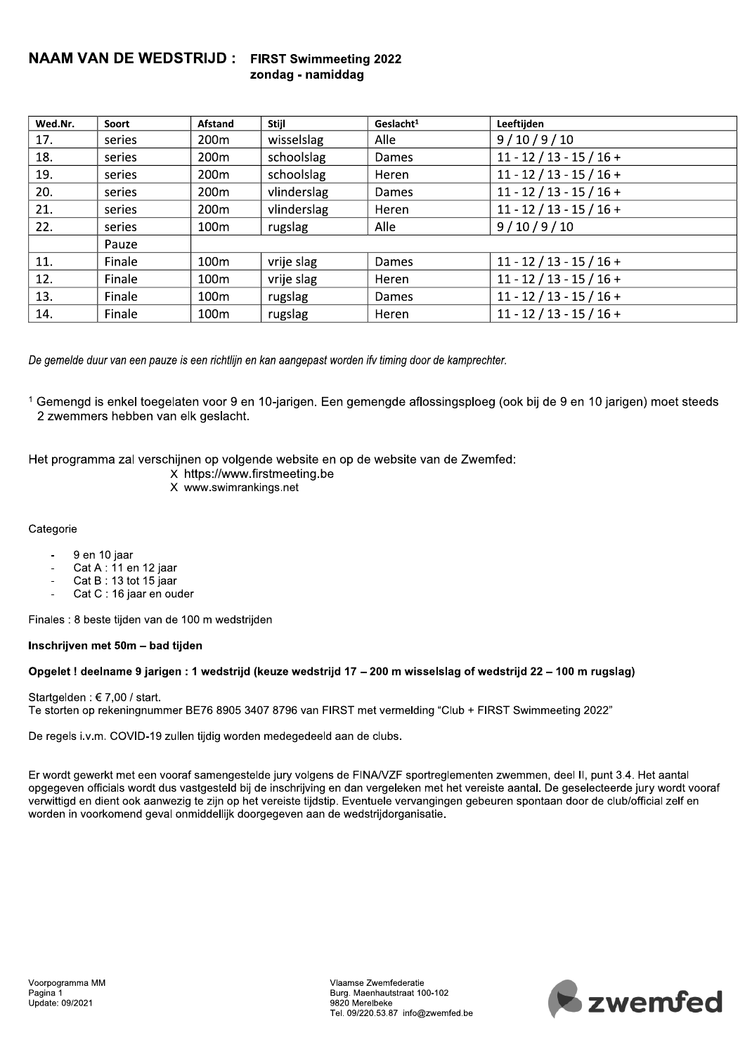## NAAM VAN DE WEDSTRIJD : FIRST Swimmeeting 2022
**zondag - namiddag**

| Wed.Nr. | Soort | Afstand | Stijl | Geslacht[1] | Leeftijden |
|---|---|---|---|---|---|
| 17. | series | 200m | wisselslag | Alle | 9 / 10 / 9 / 10 |
| 18. | series | 200m | schoolslag | Dames | 11 - 12 / 13 - 15 / 16 + |
| 19. | series | 200m | schoolslag | Heren | 11 - 12 / 13 - 15 / 16 + |
| 20. | series | 200m | vlinderslag | Dames | 11 - 12 / 13 - 15 / 16 + |
| 21. | series | 200m | vlinderslag | Heren | 11 - 12 / 13 - 15 / 16 + |
| 22. | series | 100m | rugslag | Alle | 9 / 10 / 9 / 10 |
| | Pauze | | | | |
| 11. | Finale | 100m | vrije slag | Dames | 11 - 12 / 13 - 15 / 16 + |
| 12. | Finale | 100m | vrije slag | Heren | 11 - 12 / 13 - 15 / 16 + |
| 13. | Finale | 100m | rugslag | Dames | 11 - 12 / 13 - 15 / 16 + |
| 14. | Finale | 100m | rugslag | Heren | 11 - 12 / 13 - 15 / 16 + |

*De gemelde duur van een pauze is een richtlijn en kan aangepast worden ifv timing door de kamprechter.*

[1] Gemengd is enkel toegelaten voor 9 en 10-jarigen. Een gemengde aflossingsploeg (ook bij de 9 en 10 jarigen) moet steeds 2 zwemmers hebben van elk geslacht.

Het programma zal verschijnen op volgende website en op de website van de Zwemfed:

X https://www.firstmeeting.be
X www.swimrankings.net

Categorie

- 9 en 10 jaar
- Cat A : 11 en 12 jaar
- Cat B : 13 tot 15 jaar
- Cat C : 16 jaar en ouder

Finales : 8 beste tijden van de 100 m wedstrijden

**Inschrijven met 50m – bad tijden**

**Opgelet ! deelname 9 jarigen : 1 wedstrijd (keuze wedstrijd 17 – 200 m wisselslag of wedstrijd 22 – 100 m rugslag)**

Startgelden : € 7,00 / start.
Te storten op rekeningnummer BE76 8905 3407 8796 van FIRST met vermelding "Club + FIRST Swimmeeting 2022"

De regels i.v.m. COVID-19 zullen tijdig worden medegedeeld aan de clubs.

Er wordt gewerkt met een vooraf samengestelde jury volgens de FINA/VZF sportreglementen zwemmen, deel II, punt 3.4. Het aantal opgegeven officials wordt dus vastgesteld bij de inschrijving en dan vergeleken met het vereiste aantal. De geselecteerde jury wordt vooraf verwittigd en dient ook aanwezig te zijn op het vereiste tijdstip. Eventuele vervangingen gebeuren spontaan door de club/official zelf en worden in voorkomend geval onmiddellijk doorgegeven aan de wedstrijdorganisatie.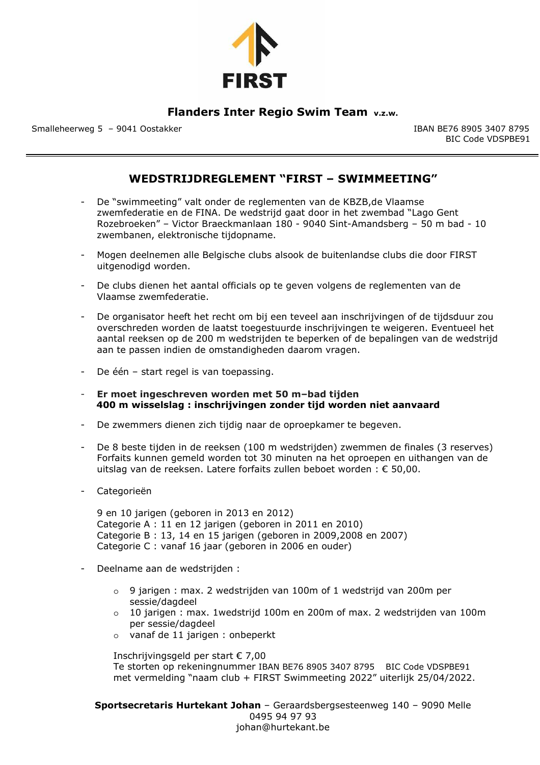FIRST

**Flanders Inter Regio Swim Team** v.z.w.

Smalleheerweg 5 – 9041 Oostakker

IBAN BE76 8905 3407 8795
BIC Code VDSPBE91

---

## WEDSTRIJDREGLEMENT "FIRST – SWIMMEETING"

- De "swimmeeting" valt onder de reglementen van de KBZB,de Vlaamse zwemfederatie en de FINA. De wedstrijd gaat door in het zwembad "Lago Gent Rozebroeken" – Victor Braeckmanlaan 180 - 9040 Sint-Amandsberg – 50 m bad - 10 zwembanen, elektronische tijdopname.

- Mogen deelnemen alle Belgische clubs alsook de buitenlandse clubs die door FIRST uitgenodigd worden.

- De clubs dienen het aantal officials op te geven volgens de reglementen van de Vlaamse zwemfederatie.

- De organisator heeft het recht om bij een teveel aan inschrijvingen of de tijdsduur zou overschreden worden de laatst toegestuurde inschrijvingen te weigeren. Eventueel het aantal reeksen op de 200 m wedstrijden te beperken of de bepalingen van de wedstrijd aan te passen indien de omstandigheden daarom vragen.

- De één – start regel is van toepassing.

- **Er moet ingeschreven worden met 50 m–bad tijden**
  **400 m wisselslag : inschrijvingen zonder tijd worden niet aanvaard**

- De zwemmers dienen zich tijdig naar de oproepkamer te begeven.

- De 8 beste tijden in de reeksen (100 m wedstrijden) zwemmen de finales (3 reserves)
  Forfaits kunnen gemeld worden tot 30 minuten na het oproepen en uithangen van de uitslag van de reeksen. Latere forfaits zullen beboet worden : € 50,00.

- Categorieën

  9 en 10 jarigen (geboren in 2013 en 2012)
  Categorie A : 11 en 12 jarigen (geboren in 2011 en 2010)
  Categorie B : 13, 14 en 15 jarigen (geboren in 2009,2008 en 2007)
  Categorie C : vanaf 16 jaar (geboren in 2006 en ouder)

- Deelname aan de wedstrijden :

  - 9 jarigen : max. 2 wedstrijden van 100m of 1 wedstrijd van 200m per sessie/dagdeel
  - 10 jarigen : max. 1wedstrijd 100m en 200m of max. 2 wedstrijden van 100m per sessie/dagdeel
  - vanaf de 11 jarigen : onbeperkt

  Inschrijvingsgeld per start € 7,00
  Te storten op rekeningnummer IBAN BE76 8905 3407 8795 BIC Code VDSPBE91
  met vermelding "naam club + FIRST Swimmeeting 2022" uiterlijk 25/04/2022.

**Sportsecretaris Hurtekant Johan** – Geraardsbergsesteenweg 140 – 9090 Melle
0495 94 97 93
johan@hurtekant.be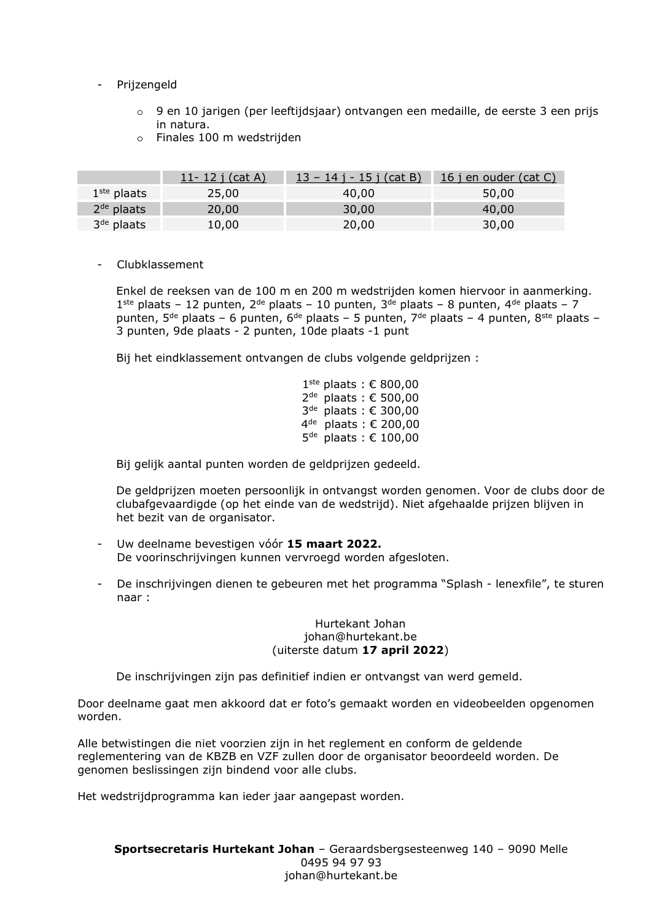- Prijzengeld

  - 9 en 10 jarigen (per leeftijdsjaar) ontvangen een medaille, de eerste 3 een prijs in natura.
  - Finales 100 m wedstrijden

| | 11- 12 j (cat A) | 13 – 14 j - 15 j (cat B) | 16 j en ouder (cat C) |
|---|---|---|---|
| 1ste plaats | 25,00 | 40,00 | 50,00 |
| 2de plaats | 20,00 | 30,00 | 40,00 |
| 3de plaats | 10,00 | 20,00 | 30,00 |

- Clubklassement

  Enkel de reeksen van de 100 m en 200 m wedstrijden komen hiervoor in aanmerking. 1ste plaats – 12 punten, 2de plaats – 10 punten, 3de plaats – 8 punten, 4de plaats – 7 punten, 5de plaats – 6 punten, 6de plaats – 5 punten, 7de plaats – 4 punten, 8ste plaats – 3 punten, 9de plaats - 2 punten, 10de plaats -1 punt

  Bij het eindklassement ontvangen de clubs volgende geldprijzen :

  1ste plaats : € 800,00
  2de plaats : € 500,00
  3de plaats : € 300,00
  4de plaats : € 200,00
  5de plaats : € 100,00

  Bij gelijk aantal punten worden de geldprijzen gedeeld.

  De geldprijzen moeten persoonlijk in ontvangst worden genomen. Voor de clubs door de clubafgevaardigde (op het einde van de wedstrijd). Niet afgehaalde prijzen blijven in het bezit van de organisator.

- Uw deelname bevestigen vóór **15 maart 2022.**
  De voorinschrijvingen kunnen vervroegd worden afgesloten.

- De inschrijvingen dienen te gebeuren met het programma "Splash - lenexfile", te sturen naar :

  Hurtekant Johan
  johan@hurtekant.be
  (uiterste datum **17 april 2022**)

  De inschrijvingen zijn pas definitief indien er ontvangst van werd gemeld.

Door deelname gaat men akkoord dat er foto's gemaakt worden en videobeelden opgenomen worden.

Alle betwistingen die niet voorzien zijn in het reglement en conform de geldende reglementering van de KBZB en VZF zullen door de organisator beoordeeld worden. De genomen beslissingen zijn bindend voor alle clubs.

Het wedstrijdprogramma kan ieder jaar aangepast worden.

**Sportsecretaris Hurtekant Johan** – Geraardsbergsesteenweg 140 – 9090 Melle
0495 94 97 93
johan@hurtekant.be